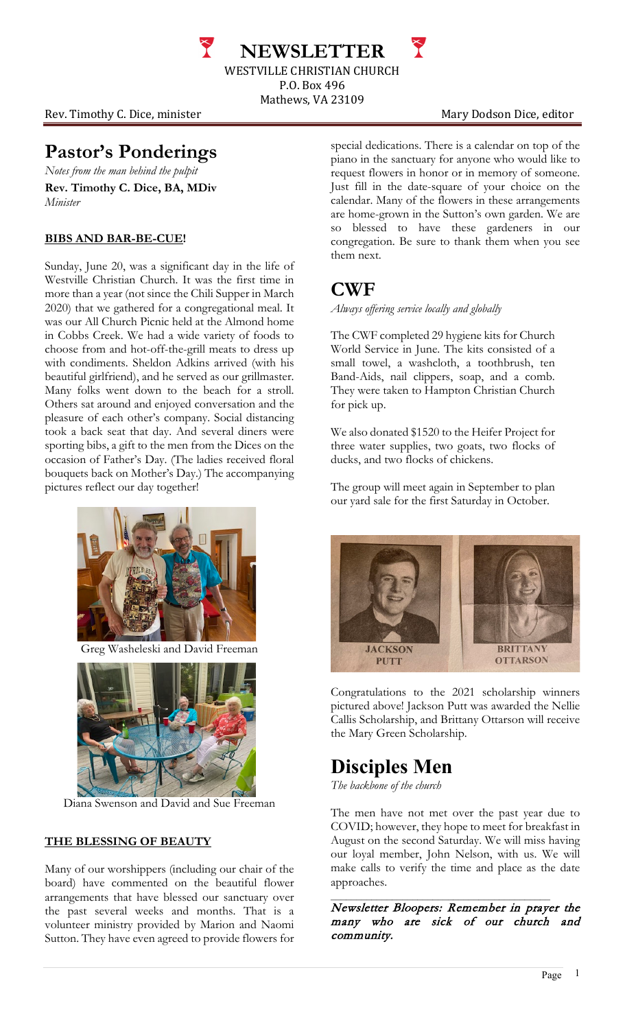# NEWSLETTER

WESTVILLE CHRISTIAN CHURCH
P.O. Box 496
Mathews, VA 23109

Rev. Timothy C. Dice, minister — Mary Dodson Dice, editor

## Pastor's Ponderings

*Notes from the man behind the pulpit*

**Rev. Timothy C. Dice, BA, MDiv**
*Minister*

**BIBS AND BAR-BE-CUE!**

Sunday, June 20, was a significant day in the life of Westville Christian Church. It was the first time in more than a year (not since the Chili Supper in March 2020) that we gathered for a congregational meal. It was our All Church Picnic held at the Almond home in Cobbs Creek. We had a wide variety of foods to choose from and hot-off-the-grill meats to dress up with condiments. Sheldon Adkins arrived (with his beautiful girlfriend), and he served as our grillmaster. Many folks went down to the beach for a stroll. Others sat around and enjoyed conversation and the pleasure of each other's company. Social distancing took a back seat that day. And several diners were sporting bibs, a gift to the men from the Dices on the occasion of Father's Day. (The ladies received floral bouquets back on Mother's Day.) The accompanying pictures reflect our day together!

Greg Washeleski and David Freeman

Diana Swenson and David and Sue Freeman

**THE BLESSING OF BEAUTY**

Many of our worshippers (including our chair of the board) have commented on the beautiful flower arrangements that have blessed our sanctuary over the past several weeks and months. That is a volunteer ministry provided by Marion and Naomi Sutton. They have even agreed to provide flowers for special dedications. There is a calendar on top of the piano in the sanctuary for anyone who would like to request flowers in honor or in memory of someone. Just fill in the date-square of your choice on the calendar. Many of the flowers in these arrangements are home-grown in the Sutton's own garden. We are so blessed to have these gardeners in our congregation. Be sure to thank them when you see them next.

## CWF

*Always offering service locally and globally*

The CWF completed 29 hygiene kits for Church World Service in June. The kits consisted of a small towel, a washcloth, a toothbrush, ten Band-Aids, nail clippers, soap, and a comb. They were taken to Hampton Christian Church for pick up.

We also donated $1520 to the Heifer Project for three water supplies, two goats, two flocks of ducks, and two flocks of chickens.

The group will meet again in September to plan our yard sale for the first Saturday in October.

JACKSON PUTT — BRITTANY OTTARSON

Congratulations to the 2021 scholarship winners pictured above! Jackson Putt was awarded the Nellie Callis Scholarship, and Brittany Ottarson will receive the Mary Green Scholarship.

## Disciples Men

*The backbone of the church*

The men have not met over the past year due to COVID; however, they hope to meet for breakfast in August on the second Saturday. We will miss having our loyal member, John Nelson, with us. We will make calls to verify the time and place as the date approaches.

---

*Newsletter Bloopers: Remember in prayer the many who are sick of our church and community.*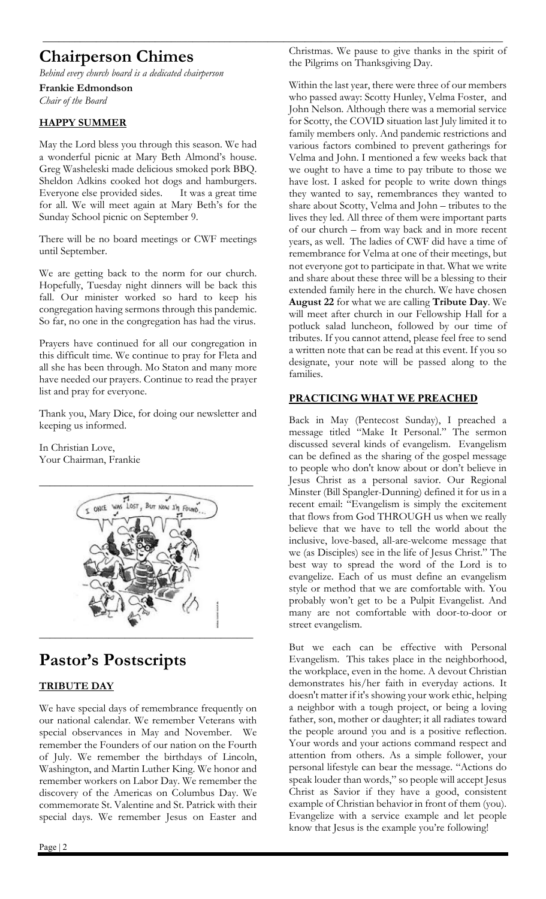# Chairperson Chimes

*Behind every church board is a dedicated chairperson*

**Frankie Edmondson**
*Chair of the Board*

## HAPPY SUMMER

May the Lord bless you through this season. We had a wonderful picnic at Mary Beth Almond's house. Greg Washeleski made delicious smoked pork BBQ. Sheldon Adkins cooked hot dogs and hamburgers. Everyone else provided sides. It was a great time for all. We will meet again at Mary Beth's for the Sunday School picnic on September 9.

There will be no board meetings or CWF meetings until September.

We are getting back to the norm for our church. Hopefully, Tuesday night dinners will be back this fall. Our minister worked so hard to keep his congregation having sermons through this pandemic. So far, no one in the congregation has had the virus.

Prayers have continued for all our congregation in this difficult time. We continue to pray for Fleta and all she has been through. Mo Staton and many more have needed our prayers. Continue to read the prayer list and pray for everyone.

Thank you, Mary Dice, for doing our newsletter and keeping us informed.

In Christian Love,
Your Chairman, Frankie

# Pastor's Postscripts

## TRIBUTE DAY

We have special days of remembrance frequently on our national calendar. We remember Veterans with special observances in May and November. We remember the Founders of our nation on the Fourth of July. We remember the birthdays of Lincoln, Washington, and Martin Luther King. We honor and remember workers on Labor Day. We remember the discovery of the Americas on Columbus Day. We commemorate St. Valentine and St. Patrick with their special days. We remember Jesus on Easter and Christmas. We pause to give thanks in the spirit of the Pilgrims on Thanksgiving Day.

Within the last year, there were three of our members who passed away: Scotty Hunley, Velma Foster, and John Nelson. Although there was a memorial service for Scotty, the COVID situation last July limited it to family members only. And pandemic restrictions and various factors combined to prevent gatherings for Velma and John. I mentioned a few weeks back that we ought to have a time to pay tribute to those we have lost. I asked for people to write down things they wanted to say, remembrances they wanted to share about Scotty, Velma and John – tributes to the lives they led. All three of them were important parts of our church – from way back and in more recent years, as well. The ladies of CWF did have a time of remembrance for Velma at one of their meetings, but not everyone got to participate in that. What we write and share about these three will be a blessing to their extended family here in the church. We have chosen **August 22** for what we are calling **Tribute Day**. We will meet after church in our Fellowship Hall for a potluck salad luncheon, followed by our time of tributes. If you cannot attend, please feel free to send a written note that can be read at this event. If you so designate, your note will be passed along to the families.

## PRACTICING WHAT WE PREACHED

Back in May (Pentecost Sunday), I preached a message titled "Make It Personal." The sermon discussed several kinds of evangelism. Evangelism can be defined as the sharing of the gospel message to people who don't know about or don't believe in Jesus Christ as a personal savior. Our Regional Minster (Bill Spangler-Dunning) defined it for us in a recent email: "Evangelism is simply the excitement that flows from God THROUGH us when we really believe that we have to tell the world about the inclusive, love-based, all-are-welcome message that we (as Disciples) see in the life of Jesus Christ." The best way to spread the word of the Lord is to evangelize. Each of us must define an evangelism style or method that we are comfortable with. You probably won't get to be a Pulpit Evangelist. And many are not comfortable with door-to-door or street evangelism.

But we each can be effective with Personal Evangelism. This takes place in the neighborhood, the workplace, even in the home. A devout Christian demonstrates his/her faith in everyday actions. It doesn't matter if it's showing your work ethic, helping a neighbor with a tough project, or being a loving father, son, mother or daughter; it all radiates toward the people around you and is a positive reflection. Your words and your actions command respect and attention from others. As a simple follower, your personal lifestyle can bear the message. "Actions do speak louder than words," so people will accept Jesus Christ as Savior if they have a good, consistent example of Christian behavior in front of them (you). Evangelize with a service example and let people know that Jesus is the example you're following!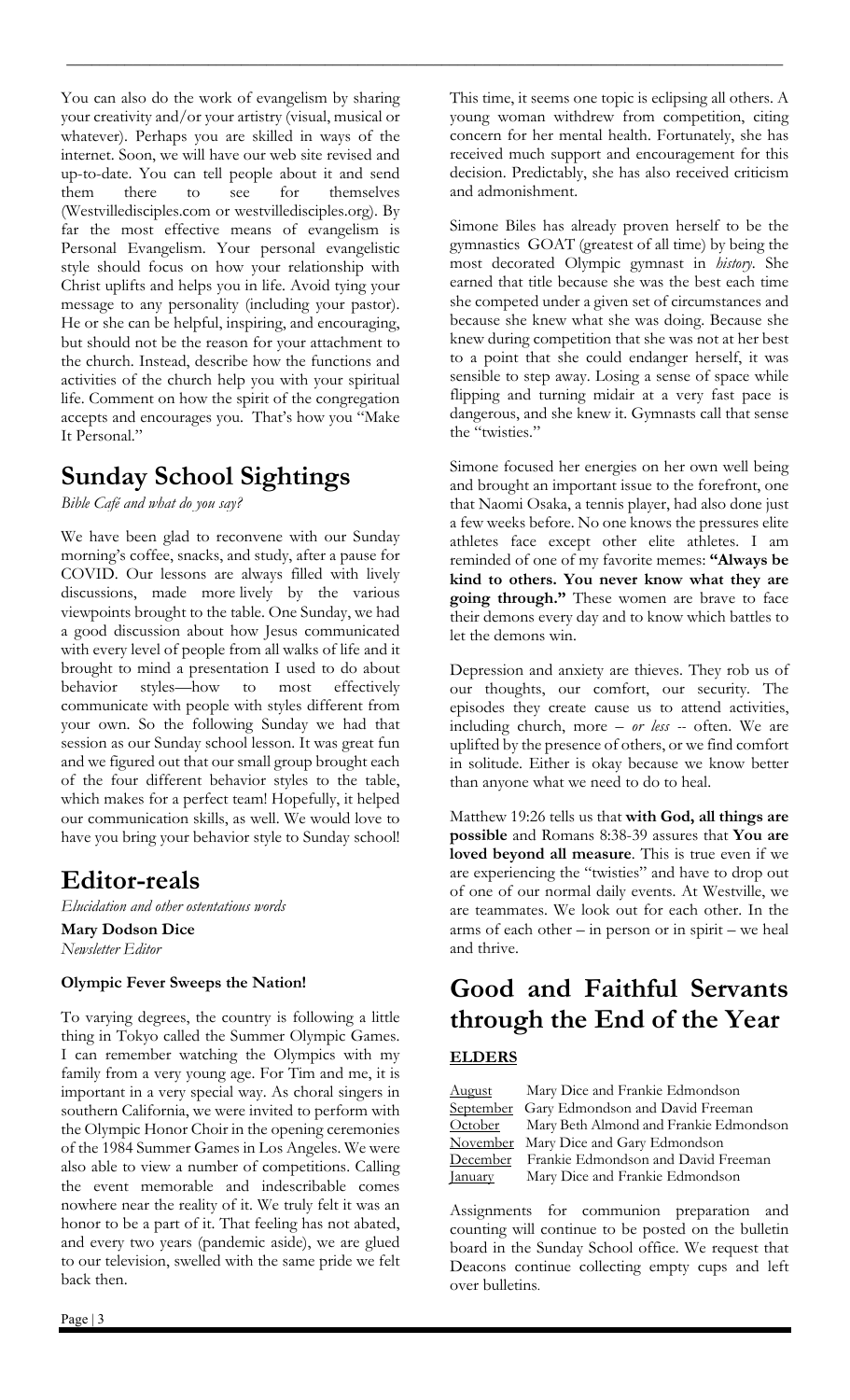You can also do the work of evangelism by sharing your creativity and/or your artistry (visual, musical or whatever). Perhaps you are skilled in ways of the internet. Soon, we will have our web site revised and up-to-date. You can tell people about it and send them there to see for themselves (Westvilledisciples.com or westvilledisciples.org). By far the most effective means of evangelism is Personal Evangelism. Your personal evangelistic style should focus on how your relationship with Christ uplifts and helps you in life. Avoid tying your message to any personality (including your pastor). He or she can be helpful, inspiring, and encouraging, but should not be the reason for your attachment to the church. Instead, describe how the functions and activities of the church help you with your spiritual life. Comment on how the spirit of the congregation accepts and encourages you. That's how you "Make It Personal."

## Sunday School Sightings

*Bible Café and what do you say?*

We have been glad to reconvene with our Sunday morning's coffee, snacks, and study, after a pause for COVID. Our lessons are always filled with lively discussions, made more lively by the various viewpoints brought to the table. One Sunday, we had a good discussion about how Jesus communicated with every level of people from all walks of life and it brought to mind a presentation I used to do about behavior styles—how to most effectively communicate with people with styles different from your own. So the following Sunday we had that session as our Sunday school lesson. It was great fun and we figured out that our small group brought each of the four different behavior styles to the table, which makes for a perfect team! Hopefully, it helped our communication skills, as well. We would love to have you bring your behavior style to Sunday school!

## Editor-reals

*Elucidation and other ostentatious words*

**Mary Dodson Dice**
*Newsletter Editor*

**Olympic Fever Sweeps the Nation!**

To varying degrees, the country is following a little thing in Tokyo called the Summer Olympic Games. I can remember watching the Olympics with my family from a very young age. For Tim and me, it is important in a very special way. As choral singers in southern California, we were invited to perform with the Olympic Honor Choir in the opening ceremonies of the 1984 Summer Games in Los Angeles. We were also able to view a number of competitions. Calling the event memorable and indescribable comes nowhere near the reality of it. We truly felt it was an honor to be a part of it. That feeling has not abated, and every two years (pandemic aside), we are glued to our television, swelled with the same pride we felt back then.

This time, it seems one topic is eclipsing all others. A young woman withdrew from competition, citing concern for her mental health. Fortunately, she has received much support and encouragement for this decision. Predictably, she has also received criticism and admonishment.

Simone Biles has already proven herself to be the gymnastics GOAT (greatest of all time) by being the most decorated Olympic gymnast in *history*. She earned that title because she was the best each time she competed under a given set of circumstances and because she knew what she was doing. Because she knew during competition that she was not at her best to a point that she could endanger herself, it was sensible to step away. Losing a sense of space while flipping and turning midair at a very fast pace is dangerous, and she knew it. Gymnasts call that sense the "twisties."

Simone focused her energies on her own well being and brought an important issue to the forefront, one that Naomi Osaka, a tennis player, had also done just a few weeks before. No one knows the pressures elite athletes face except other elite athletes. I am reminded of one of my favorite memes: **"Always be kind to others. You never know what they are going through."** These women are brave to face their demons every day and to know which battles to let the demons win.

Depression and anxiety are thieves. They rob us of our thoughts, our comfort, our security. The episodes they create cause us to attend activities, including church, more – *or less* -- often. We are uplifted by the presence of others, or we find comfort in solitude. Either is okay because we know better than anyone what we need to do to heal.

Matthew 19:26 tells us that **with God, all things are possible** and Romans 8:38-39 assures that **You are loved beyond all measure**. This is true even if we are experiencing the "twisties" and have to drop out of one of our normal daily events. At Westville, we are teammates. We look out for each other. In the arms of each other – in person or in spirit – we heal and thrive.

## Good and Faithful Servants through the End of the Year

### ELDERS

| | |
|---|---|
| August | Mary Dice and Frankie Edmondson |
| September | Gary Edmondson and David Freeman |
| October | Mary Beth Almond and Frankie Edmondson |
| November | Mary Dice and Gary Edmondson |
| December | Frankie Edmondson and David Freeman |
| January | Mary Dice and Frankie Edmondson |

Assignments for communion preparation and counting will continue to be posted on the bulletin board in the Sunday School office. We request that Deacons continue collecting empty cups and left over bulletins.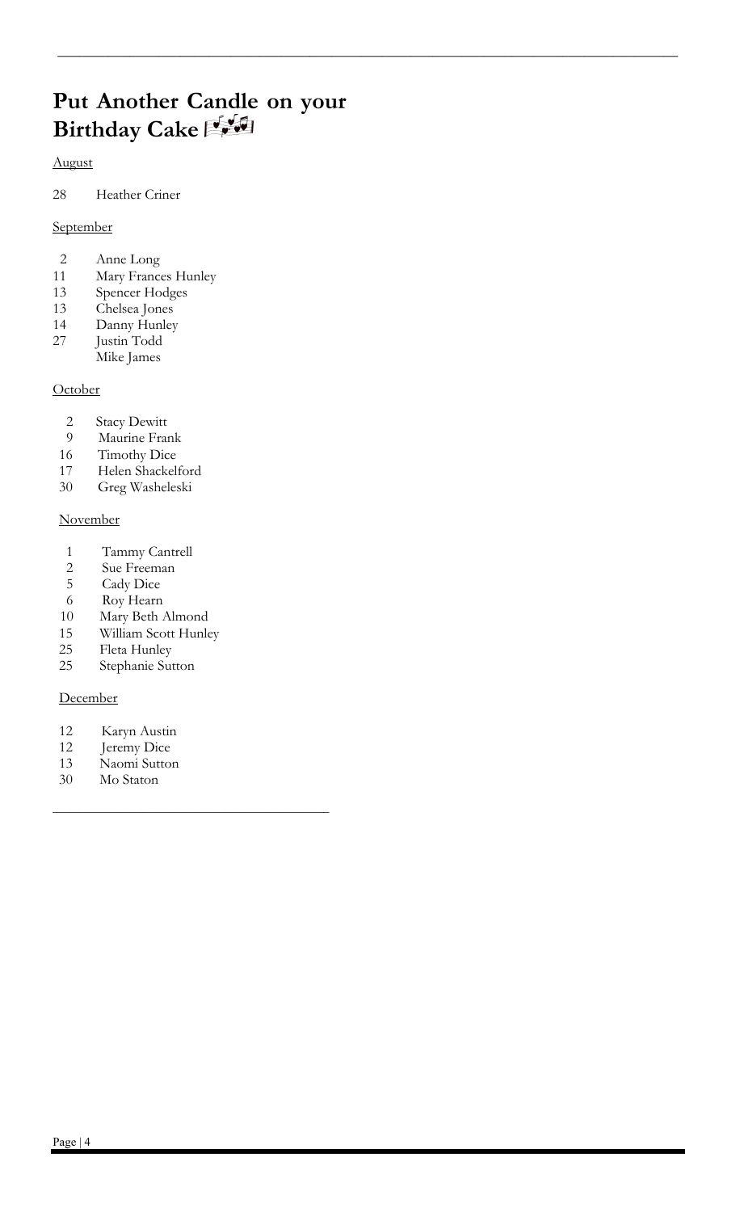# Put Another Candle on your Birthday Cake

August

28 Heather Criner

September

2 Anne Long
11 Mary Frances Hunley
13 Spencer Hodges
13 Chelsea Jones
14 Danny Hunley
27 Justin Todd
Mike James

October

2 Stacy Dewitt
9 Maurine Frank
16 Timothy Dice
17 Helen Shackelford
30 Greg Washeleski

November

1 Tammy Cantrell
2 Sue Freeman
5 Cady Dice
6 Roy Hearn
10 Mary Beth Almond
15 William Scott Hunley
25 Fleta Hunley
25 Stephanie Sutton

December

12 Karyn Austin
12 Jeremy Dice
13 Naomi Sutton
30 Mo Staton